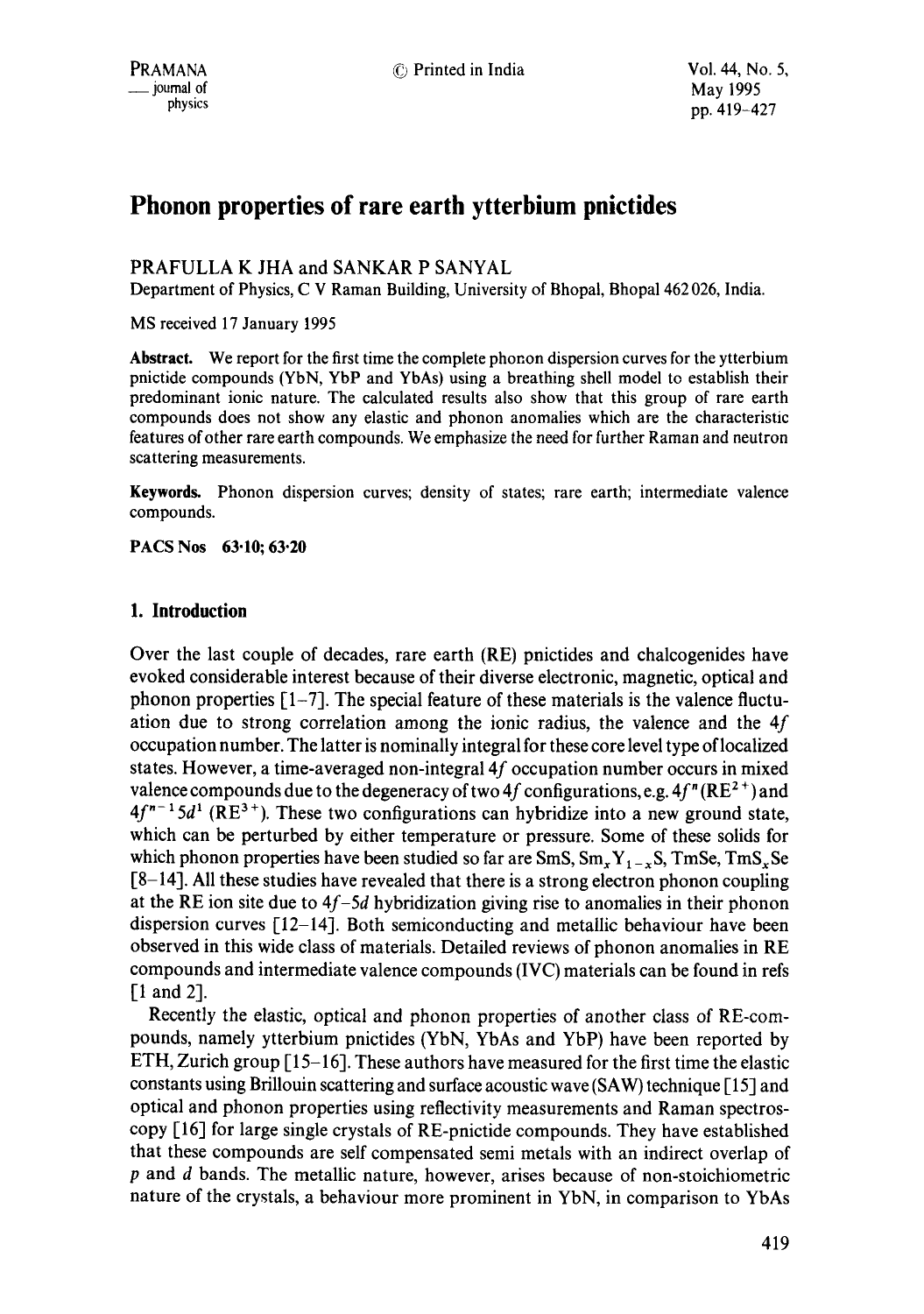# Phonon properties of rare earth ytterbium pnictides

PRAFULLA K JHA and SANKAR P SANYAL

Department of Physics, C V Raman Building, University of Bhopal, Bhopal 462 026, India.

MS received 17 January 1995

**Abstract.** We report for the first time the complete phonon dispersion curves for the ytterbium pnictide compounds (YbN, YbP and YbAs) using a breathing shell model to establish their predominant ionic nature. The calculated results also show that this group of rare earth compounds does not show any elastic and phonon anomalies which are the characteristic features of other rare earth compounds. We emphasize the need for further Raman and neutron scattering measurements.

**Keywords.** Phonon dispersion curves; density of states; rare earth; intermediate valence compounds.

**PACS Nos** 63·10; 63·20

## 1. Introduction

Over the last couple of decades, rare earth (RE) pnictides and chalcogenides have evoked considerable interest because of their diverse electronic, magnetic, optical and phonon properties [1–7]. The special feature of these materials is the valence fluctuation due to strong correlation among the ionic radius, the valence and the $4f$ occupation number. The latter is nominally integral for these core level type of localized states. However, a time-averaged non-integral $4f$ occupation number occurs in mixed valence compounds due to the degeneracy of two $4f$ configurations, e.g. $4f^n(RE^{2+})$ and $4f^{n-1}5d^1$ ($RE^{3+}$). These two configurations can hybridize into a new ground state, which can be perturbed by either temperature or pressure. Some of these solids for which phonon properties have been studied so far are SmS, $Sm_xY_{1-x}S$, TmSe, $TmS_xSe$ [8–14]. All these studies have revealed that there is a strong electron phonon coupling at the RE ion site due to $4f$–$5d$ hybridization giving rise to anomalies in their phonon dispersion curves [12–14]. Both semiconducting and metallic behaviour have been observed in this wide class of materials. Detailed reviews of phonon anomalies in RE compounds and intermediate valence compounds (IVC) materials can be found in refs [1 and 2].

Recently the elastic, optical and phonon properties of another class of RE-compounds, namely ytterbium pnictides (YbN, YbAs and YbP) have been reported by ETH, Zurich group [15–16]. These authors have measured for the first time the elastic constants using Brillouin scattering and surface acoustic wave (SAW) technique [15] and optical and phonon properties using reflectivity measurements and Raman spectroscopy [16] for large single crystals of RE-pnictide compounds. They have established that these compounds are self compensated semi metals with an indirect overlap of $p$ and $d$ bands. The metallic nature, however, arises because of non-stoichiometric nature of the crystals, a behaviour more prominent in YbN, in comparison to YbAs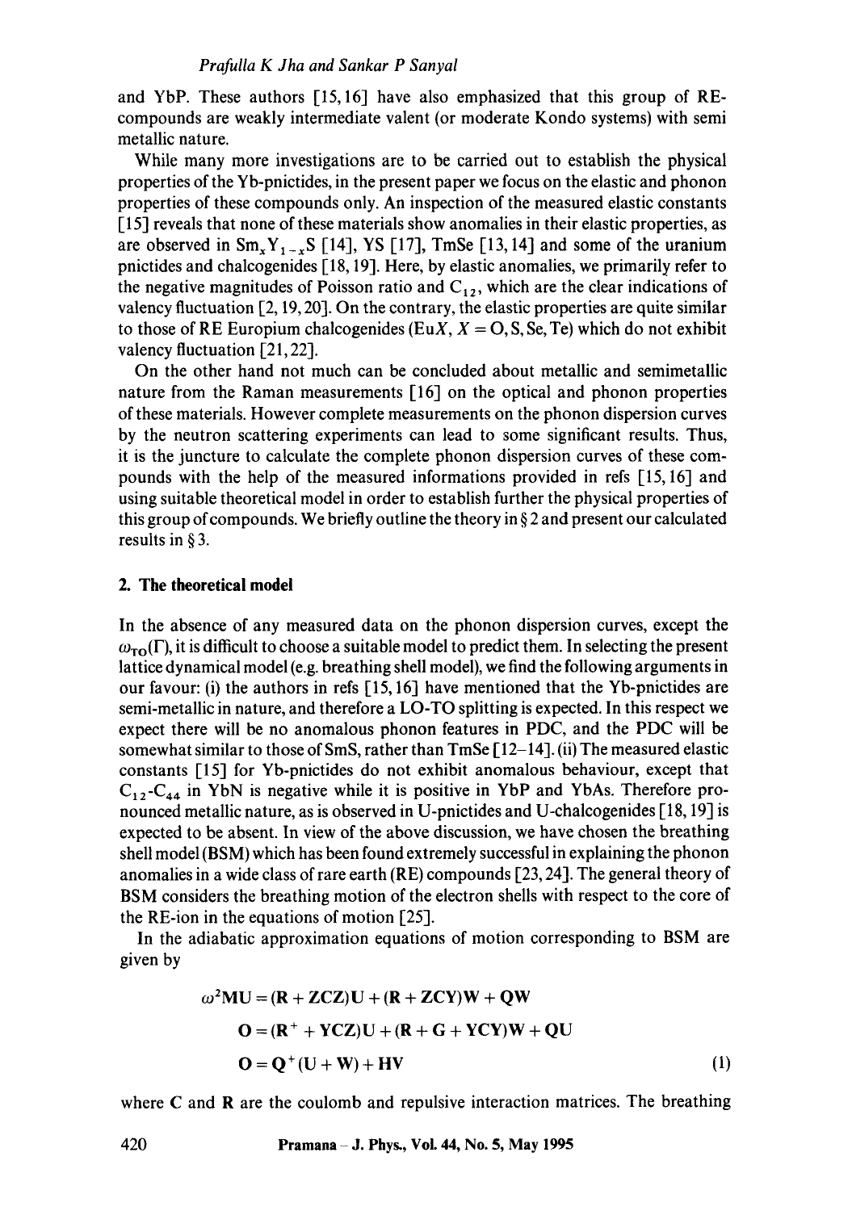and YbP. These authors [15,16] have also emphasized that this group of RE-compounds are weakly intermediate valent (or moderate Kondo systems) with semi metallic nature.

While many more investigations are to be carried out to establish the physical properties of the Yb-pnictides, in the present paper we focus on the elastic and phonon properties of these compounds only. An inspection of the measured elastic constants [15] reveals that none of these materials show anomalies in their elastic properties, as are observed in $Sm_xY_{1-x}S$ [14], YS [17], TmSe [13,14] and some of the uranium pnictides and chalcogenides [18,19]. Here, by elastic anomalies, we primarily refer to the negative magnitudes of Poisson ratio and $C_{12}$, which are the clear indications of valency fluctuation [2,19,20]. On the contrary, the elastic properties are quite similar to those of RE Europium chalcogenides (Eu$X$, $X$ = O, S, Se, Te) which do not exhibit valency fluctuation [21,22].

On the other hand not much can be concluded about metallic and semimetallic nature from the Raman measurements [16] on the optical and phonon properties of these materials. However complete measurements on the phonon dispersion curves by the neutron scattering experiments can lead to some significant results. Thus, it is the juncture to calculate the complete phonon dispersion curves of these compounds with the help of the measured informations provided in refs [15,16] and using suitable theoretical model in order to establish further the physical properties of this group of compounds. We briefly outline the theory in § 2 and present our calculated results in § 3.

## 2. The theoretical model

In the absence of any measured data on the phonon dispersion curves, except the $\omega_{TO}(\Gamma)$, it is difficult to choose a suitable model to predict them. In selecting the present lattice dynamical model (e.g. breathing shell model), we find the following arguments in our favour: (i) the authors in refs [15,16] have mentioned that the Yb-pnictides are semi-metallic in nature, and therefore a LO-TO splitting is expected. In this respect we expect there will be no anomalous phonon features in PDC, and the PDC will be somewhat similar to those of SmS, rather than TmSe [12–14]. (ii) The measured elastic constants [15] for Yb-pnictides do not exhibit anomalous behaviour, except that $C_{12}$-$C_{44}$ in YbN is negative while it is positive in YbP and YbAs. Therefore pronounced metallic nature, as is observed in U-pnictides and U-chalcogenides [18,19] is expected to be absent. In view of the above discussion, we have chosen the breathing shell model (BSM) which has been found extremely successful in explaining the phonon anomalies in a wide class of rare earth (RE) compounds [23,24]. The general theory of BSM considers the breathing motion of the electron shells with respect to the core of the RE-ion in the equations of motion [25].

In the adiabatic approximation equations of motion corresponding to BSM are given by

$$
\begin{aligned}
\omega^2 \mathbf{M}\mathbf{U} &= (\mathbf{R} + \mathbf{ZCZ})\mathbf{U} + (\mathbf{R} + \mathbf{ZCY})\mathbf{W} + \mathbf{QW} \\
\mathbf{O} &= (\mathbf{R}^+ + \mathbf{YCZ})\mathbf{U} + (\mathbf{R} + \mathbf{G} + \mathbf{YCY})\mathbf{W} + \mathbf{QU} \\
\mathbf{O} &= \mathbf{Q}^+(\mathbf{U} + \mathbf{W}) + \mathbf{HV}
\end{aligned} \tag{1}
$$

where $\mathbf{C}$ and $\mathbf{R}$ are the coulomb and repulsive interaction matrices. The breathing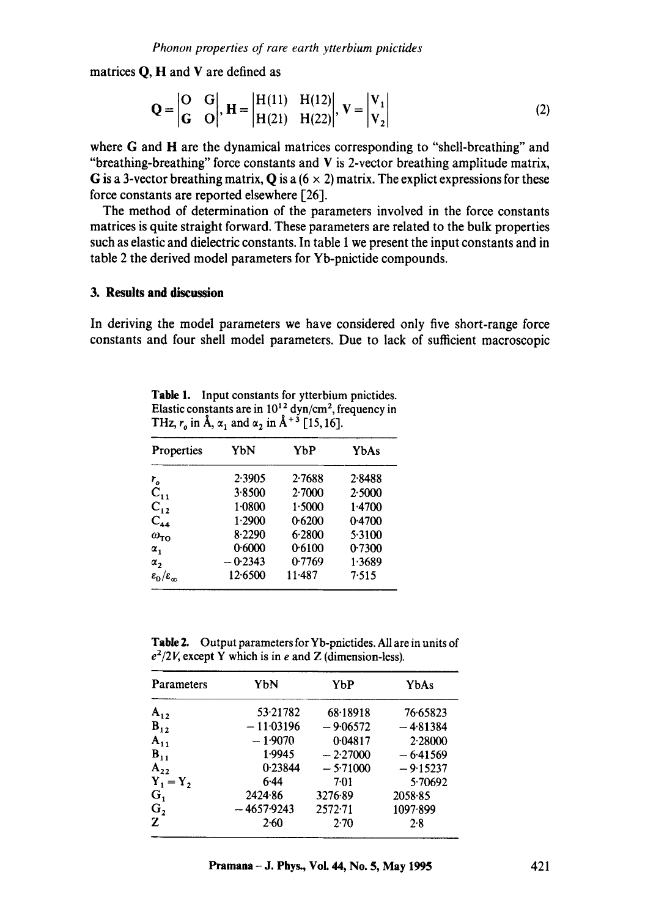matrices **Q**, **H** and **V** are defined as

$$\mathbf{Q} = \begin{vmatrix} \mathrm{O} & \mathrm{G} \\ \mathrm{G} & \mathrm{O} \end{vmatrix}, \mathbf{H} = \begin{vmatrix} \mathrm{H(11)} & \mathrm{H(12)} \\ \mathrm{H(21)} & \mathrm{H(22)} \end{vmatrix}, \mathbf{V} = \begin{vmatrix} \mathrm{V}_1 \\ \mathrm{V}_2 \end{vmatrix} \tag{2}$$

where **G** and **H** are the dynamical matrices corresponding to "shell-breathing" and "breathing-breathing" force constants and **V** is 2-vector breathing amplitude matrix, **G** is a 3-vector breathing matrix, **Q** is a $(6 \times 2)$ matrix. The explict expressions for these force constants are reported elsewhere [26].

The method of determination of the parameters involved in the force constants matrices is quite straight forward. These parameters are related to the bulk properties such as elastic and dielectric constants. In table 1 we present the input constants and in table 2 the derived model parameters for Yb-pnictide compounds.

## 3. Results and discussion

In deriving the model parameters we have considered only five short-range force constants and four shell model parameters. Due to lack of sufficient macroscopic

**Table 1.** Input constants for ytterbium pnictides. Elastic constants are in $10^{12}$ dyn/cm$^2$, frequency in THz, $r_o$ in Å, $\alpha_1$ and $\alpha_2$ in Å$^{+3}$ [15, 16].

| Properties | YbN | YbP | YbAs |
|---|---|---|---|
| $r_o$ | 2·3905 | 2·7688 | 2·8488 |
| $C_{11}$ | 3·8500 | 2·7000 | 2·5000 |
| $C_{12}$ | 1·0800 | 1·5000 | 1·4700 |
| $C_{44}$ | 1·2900 | 0·6200 | 0·4700 |
| $\omega_{TO}$ | 8·2290 | 6·2800 | 5·3100 |
| $\alpha_1$ | 0·6000 | 0·6100 | 0·7300 |
| $\alpha_2$ | −0·2343 | 0·7769 | 1·3689 |
| $\varepsilon_0/\varepsilon_\infty$ | 12·6500 | 11·487 | 7·515 |

**Table 2.** Output parameters for Yb-pnictides. All are in units of $e^2/2V$, except Y which is in $e$ and Z (dimension-less).

| Parameters | YbN | YbP | YbAs |
|---|---|---|---|
| $A_{12}$ | 53·21782 | 68·18918 | 76·65823 |
| $B_{12}$ | −11·03196 | −9·06572 | −4·81384 |
| $A_{11}$ | −1·9070 | 0·04817 | 2·28000 |
| $B_{11}$ | 1·9945 | −2·27000 | −6·41569 |
| $A_{22}$ | 0·23844 | −5·71000 | −9·15237 |
| $Y_1 = Y_2$ | 6·44 | 7·01 | 5·70692 |
| $G_1$ | 2424·86 | 3276·89 | 2058·85 |
| $G_2$ | −4657·9243 | 2572·71 | 1097·899 |
| Z | 2·60 | 2·70 | 2·8 |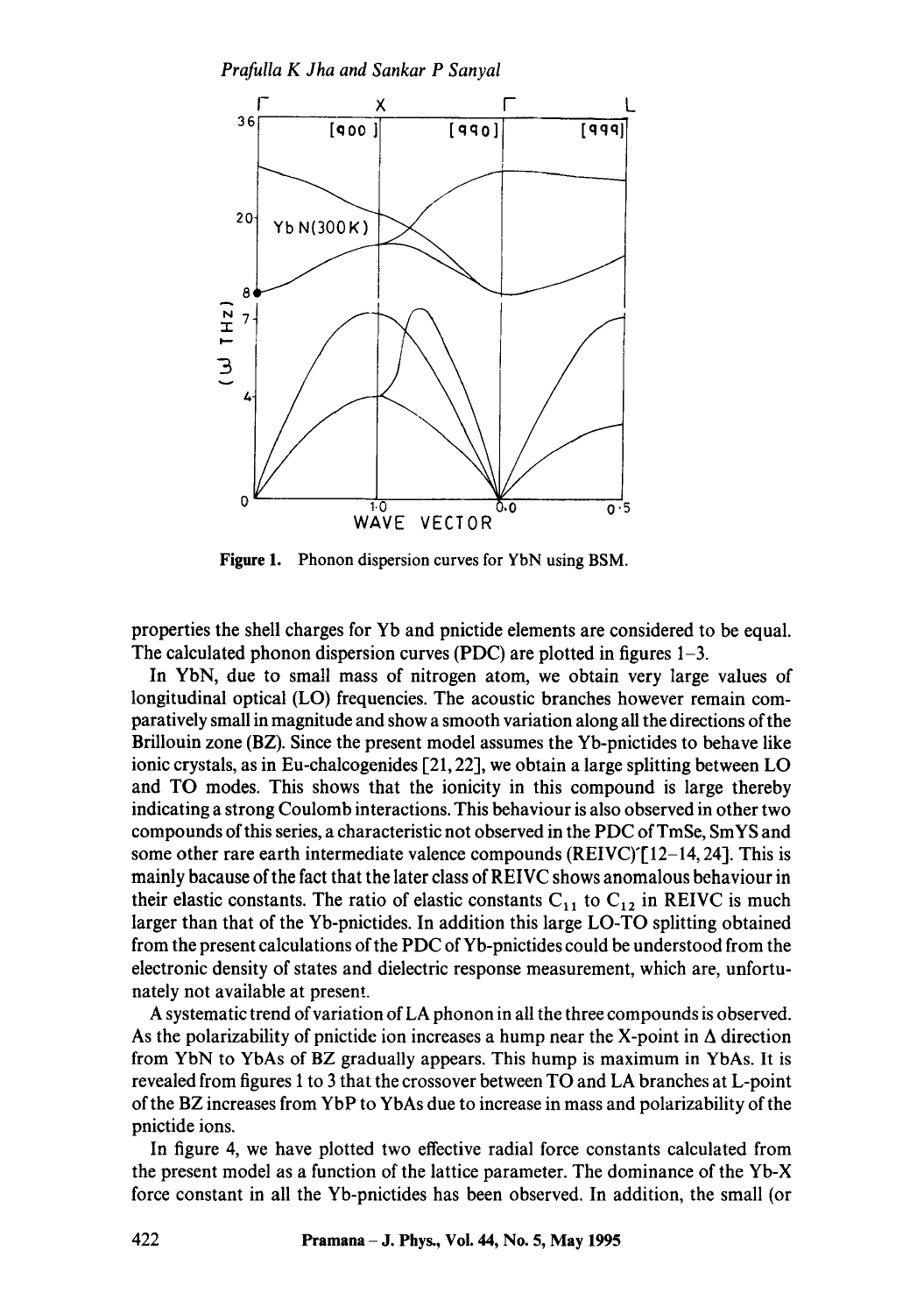Figure 1. Phonon dispersion curves for YbN using BSM.

properties the shell charges for Yb and pnictide elements are considered to be equal. The calculated phonon dispersion curves (PDC) are plotted in figures 1–3.

In YbN, due to small mass of nitrogen atom, we obtain very large values of longitudinal optical (LO) frequencies. The acoustic branches however remain comparatively small in magnitude and show a smooth variation along all the directions of the Brillouin zone (BZ). Since the present model assumes the Yb-pnictides to behave like ionic crystals, as in Eu-chalcogenides [21, 22], we obtain a large splitting between LO and TO modes. This shows that the ionicity in this compound is large thereby indicating a strong Coulomb interactions. This behaviour is also observed in other two compounds of this series, a characteristic not observed in the PDC of TmSe, SmYS and some other rare earth intermediate valence compounds (REIVC) [12–14, 24]. This is mainly bacause of the fact that the later class of REIVC shows anomalous behaviour in their elastic constants. The ratio of elastic constants $C_{11}$ to $C_{12}$ in REIVC is much larger than that of the Yb-pnictides. In addition this large LO-TO splitting obtained from the present calculations of the PDC of Yb-pnictides could be understood from the electronic density of states and dielectric response measurement, which are, unfortunately not available at present.

A systematic trend of variation of LA phonon in all the three compounds is observed. As the polarizability of pnictide ion increases a hump near the X-point in $\Delta$ direction from YbN to YbAs of BZ gradually appears. This hump is maximum in YbAs. It is revealed from figures 1 to 3 that the crossover between TO and LA branches at L-point of the BZ increases from YbP to YbAs due to increase in mass and polarizability of the pnictide ions.

In figure 4, we have plotted two effective radial force constants calculated from the present model as a function of the lattice parameter. The dominance of the Yb-X force constant in all the Yb-pnictides has been observed. In addition, the small (or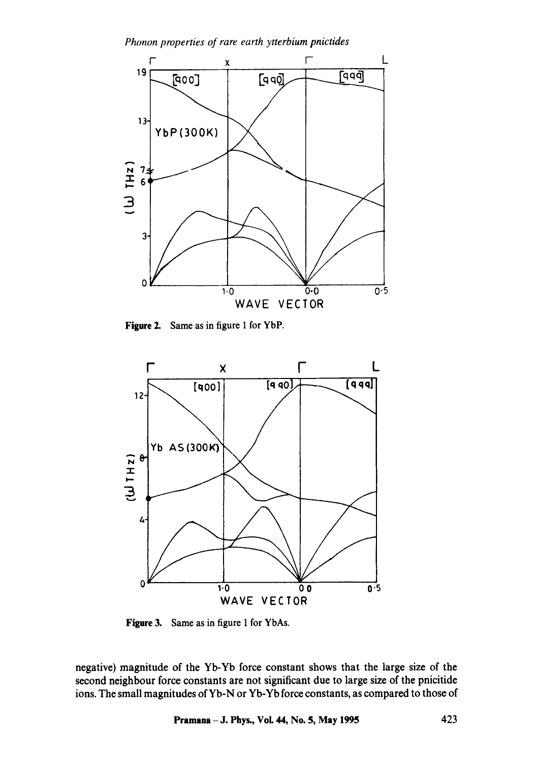Figure 2. Same as in figure 1 for YbP.

Figure 3. Same as in figure 1 for YbAs.

negative) magnitude of the Yb-Yb force constant shows that the large size of the second neighbour force constants are not significant due to large size of the pnicitide ions. The small magnitudes of Yb-N or Yb-Yb force constants, as compared to those of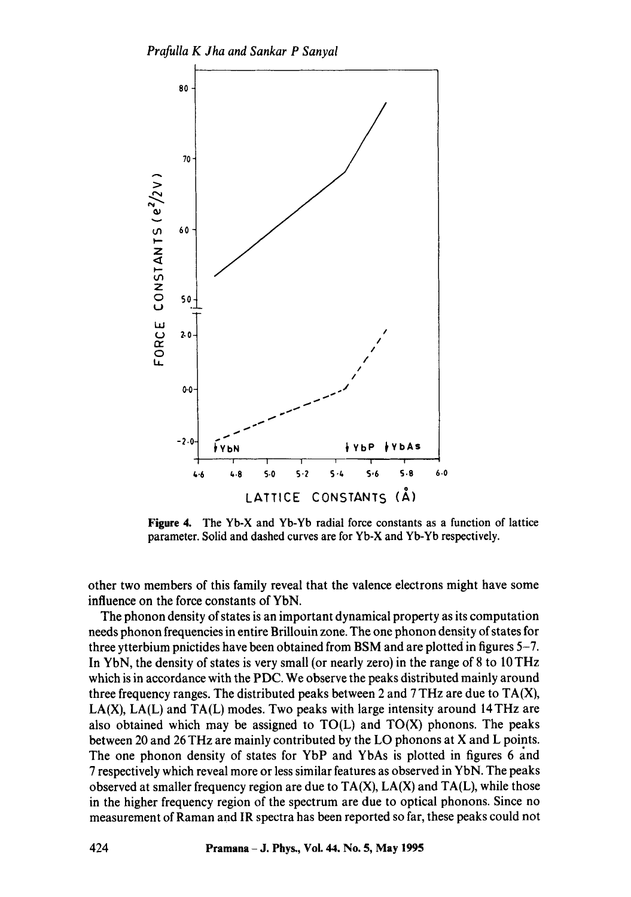**Figure 4.** The Yb-X and Yb-Yb radial force constants as a function of lattice parameter. Solid and dashed curves are for Yb-X and Yb-Yb respectively.

other two members of this family reveal that the valence electrons might have some influence on the force constants of YbN.

The phonon density of states is an important dynamical property as its computation needs phonon frequencies in entire Brillouin zone. The one phonon density of states for three ytterbium pnictides have been obtained from BSM and are plotted in figures 5–7. In YbN, the density of states is very small (or nearly zero) in the range of 8 to 10 THz which is in accordance with the PDC. We observe the peaks distributed mainly around three frequency ranges. The distributed peaks between 2 and 7 THz are due to TA(X), LA(X), LA(L) and TA(L) modes. Two peaks with large intensity around 14 THz are also obtained which may be assigned to TO(L) and TO(X) phonons. The peaks between 20 and 26 THz are mainly contributed by the LO phonons at X and L points. The one phonon density of states for YbP and YbAs is plotted in figures 6 and 7 respectively which reveal more or less similar features as observed in YbN. The peaks observed at smaller frequency region are due to TA(X), LA(X) and TA(L), while those in the higher frequency region of the spectrum are due to optical phonons. Since no measurement of Raman and IR spectra has been reported so far, these peaks could not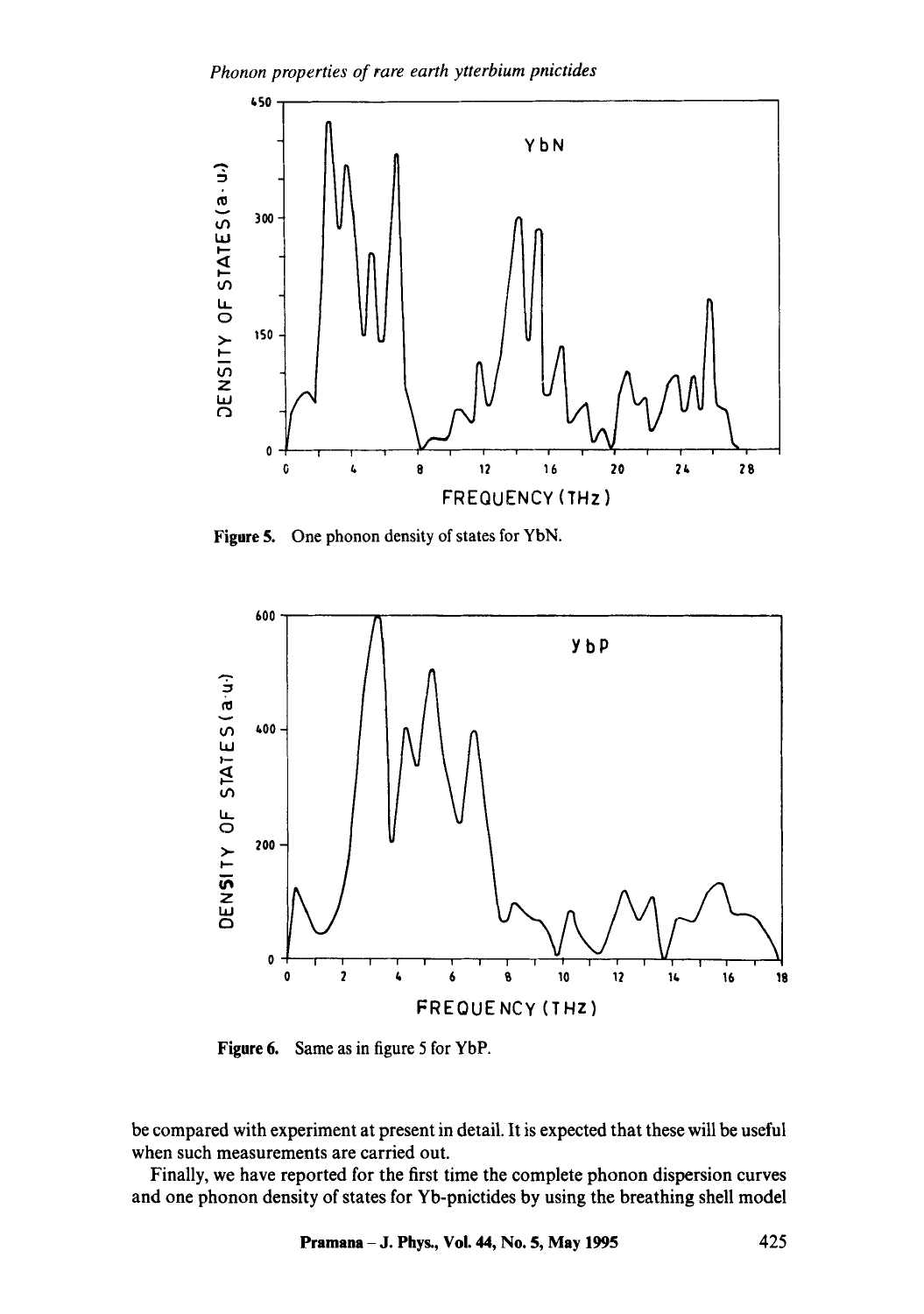Figure 5. One phonon density of states for YbN.

Figure 6. Same as in figure 5 for YbP.

be compared with experiment at present in detail. It is expected that these will be useful when such measurements are carried out.

Finally, we have reported for the first time the complete phonon dispersion curves and one phonon density of states for Yb-pnictides by using the breathing shell model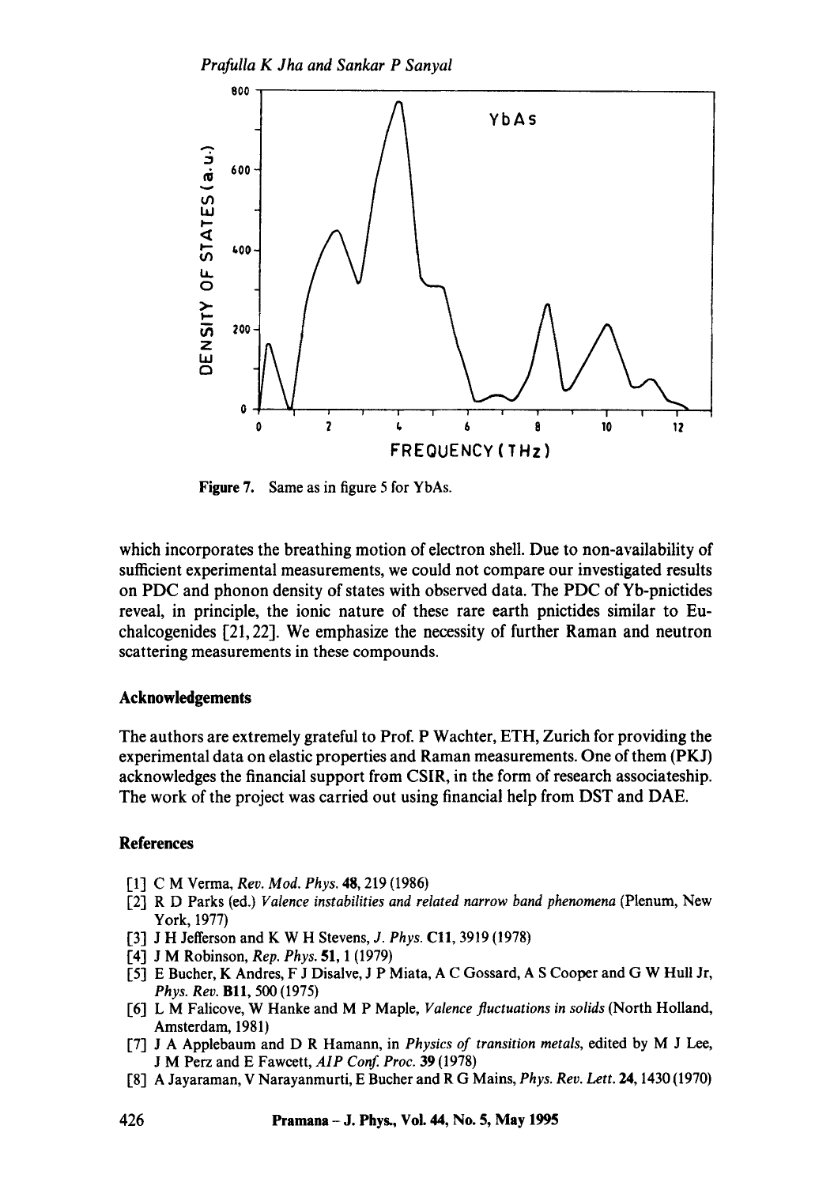Figure 7. Same as in figure 5 for YbAs.

which incorporates the breathing motion of electron shell. Due to non-availability of sufficient experimental measurements, we could not compare our investigated results on PDC and phonon density of states with observed data. The PDC of Yb-pnictides reveal, in principle, the ionic nature of these rare earth pnictides similar to Eu-chalcogenides [21, 22]. We emphasize the necessity of further Raman and neutron scattering measurements in these compounds.

## Acknowledgements

The authors are extremely grateful to Prof. P Wachter, ETH, Zurich for providing the experimental data on elastic properties and Raman measurements. One of them (PKJ) acknowledges the financial support from CSIR, in the form of research associateship. The work of the project was carried out using financial help from DST and DAE.

## References

[1] C M Verma, *Rev. Mod. Phys.* **48**, 219 (1986)
[2] R D Parks (ed.) *Valence instabilities and related narrow band phenomena* (Plenum, New York, 1977)
[3] J H Jefferson and K W H Stevens, *J. Phys.* **C11**, 3919 (1978)
[4] J M Robinson, *Rep. Phys.* **51**, 1 (1979)
[5] E Bucher, K Andres, F J Disalve, J P Miata, A C Gossard, A S Cooper and G W Hull Jr, *Phys. Rev.* **B11**, 500 (1975)
[6] L M Falicove, W Hanke and M P Maple, *Valence fluctuations in solids* (North Holland, Amsterdam, 1981)
[7] J A Applebaum and D R Hamann, in *Physics of transition metals*, edited by M J Lee, J M Perz and E Fawcett, *AIP Conf. Proc.* **39** (1978)
[8] A Jayaraman, V Narayanmurti, E Bucher and R G Mains, *Phys. Rev. Lett.* **24**, 1430 (1970)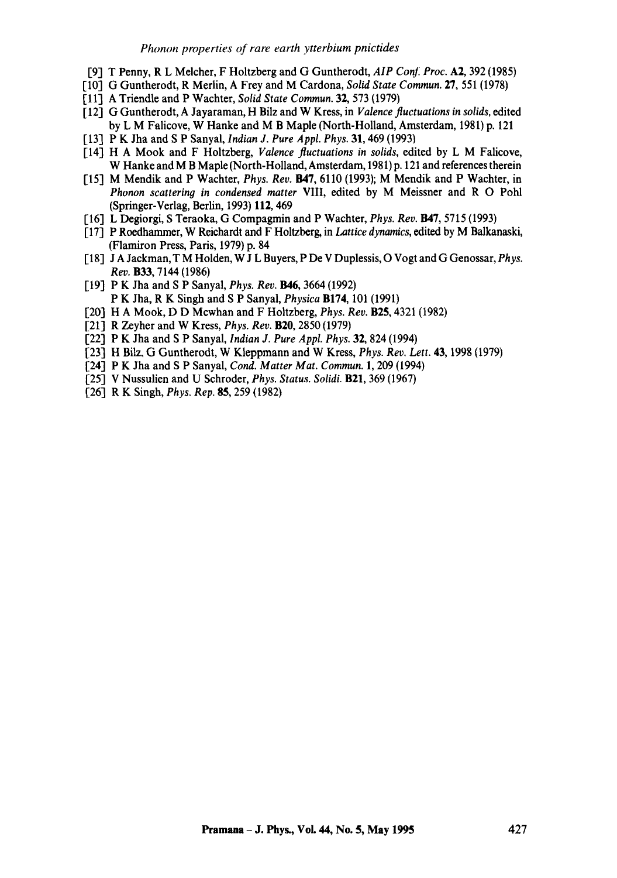[9] T Penny, R L Melcher, F Holtzberg and G Guntherodt, *AIP Conf. Proc.* **A2**, 392 (1985)
[10] G Guntherodt, R Merlin, A Frey and M Cardona, *Solid State Commun.* **27**, 551 (1978)
[11] A Triendle and P Wachter, *Solid State Commun.* **32**, 573 (1979)
[12] G Guntherodt, A Jayaraman, H Bilz and W Kress, in *Valence fluctuations in solids*, edited by L M Falicove, W Hanke and M B Maple (North-Holland, Amsterdam, 1981) p. 121
[13] P K Jha and S P Sanyal, *Indian J. Pure Appl. Phys.* **31**, 469 (1993)
[14] H A Mook and F Holtzberg, *Valence fluctuations in solids*, edited by L M Falicove, W Hanke and M B Maple (North-Holland, Amsterdam, 1981) p. 121 and references therein
[15] M Mendik and P Wachter, *Phys. Rev.* **B47**, 6110 (1993); M Mendik and P Wachter, in *Phonon scattering in condensed matter* VIII, edited by M Meissner and R O Pohl (Springer-Verlag, Berlin, 1993) **112**, 469
[16] L Degiorgi, S Teraoka, G Compagmin and P Wachter, *Phys. Rev.* **B47**, 5715 (1993)
[17] P Roedhammer, W Reichardt and F Holtzberg, in *Lattice dynamics*, edited by M Balkanaski, (Flamiron Press, Paris, 1979) p. 84
[18] J A Jackman, T M Holden, W J L Buyers, P De V Duplessis, O Vogt and G Genossar, *Phys. Rev.* **B33**, 7144 (1986)
[19] P K Jha and S P Sanyal, *Phys. Rev.* **B46**, 3664 (1992)
P K Jha, R K Singh and S P Sanyal, *Physica* **B174**, 101 (1991)
[20] H A Mook, D D Mcwhan and F Holtzberg, *Phys. Rev.* **B25**, 4321 (1982)
[21] R Zeyher and W Kress, *Phys. Rev.* **B20**, 2850 (1979)
[22] P K Jha and S P Sanyal, *Indian J. Pure Appl. Phys.* **32**, 824 (1994)
[23] H Bilz, G Guntherodt, W Kleppmann and W Kress, *Phys. Rev. Lett.* **43**, 1998 (1979)
[24] P K Jha and S P Sanyal, *Cond. Matter Mat. Commun.* **1**, 209 (1994)
[25] V Nussulien and U Schroder, *Phys. Status. Solidi.* **B21**, 369 (1967)
[26] R K Singh, *Phys. Rep.* **85**, 259 (1982)